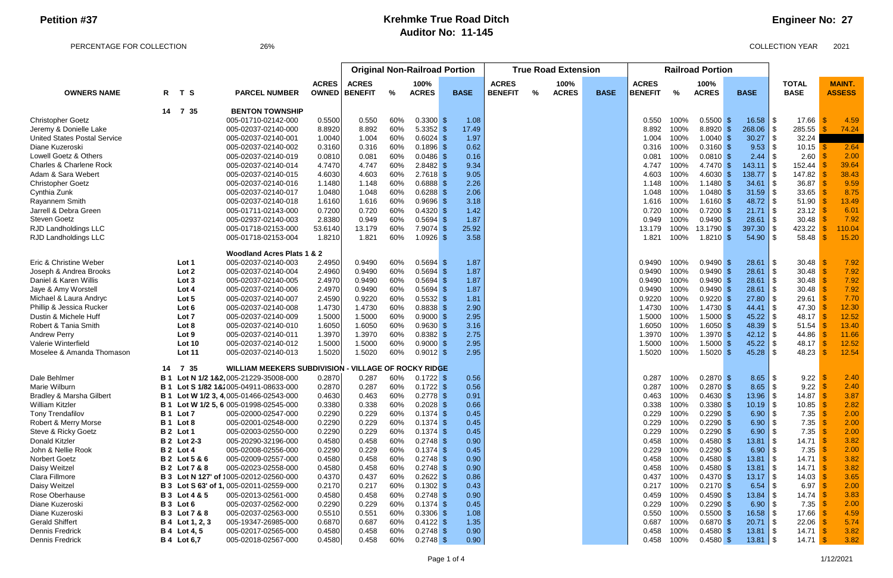# Petition #37

## Krehmke True Road Ditch

## Auditor No: 11-145

**Engineer No: 27**

PERCENTAGE FOR COLLECTION 26%

COLLECTION YEAR 2021

| OWNERS NAME | R | T | S | PARCEL NUMBER | ACRES OWNED | Original Non-Railroad Portion ACRES BENEFIT | % | 100% ACRES | BASE | True Road Extension ACRES BENEFIT | % | 100% ACRES | BASE | Railroad Portion ACRES BENEFIT | % | 100% ACRES | BASE | TOTAL BASE | MAINT. ASSESS |
|---|---|---|---|---|---|---|---|---|---|---|---|---|---|---|---|---|---|---|---|
| | 14 | 7 | 35 | BENTON TOWNSHIP | | | | | | | | | | | | | | | |
| Christopher Goetz | | | | 005-01710-02142-000 | 0.5500 | 0.550 | 60% | 0.3300 | $ 1.08 | | | | | 0.550 | 100% | 0.5500 | $ 16.58 | $ 17.66 | $ 4.59 |
| Jeremy & Donielle Lake | | | | 005-02037-02140-000 | 8.8920 | 8.892 | 60% | 5.3352 | $ 17.49 | | | | | 8.892 | 100% | 8.8920 | $ 268.06 | $ 285.55 | $ 74.24 |
| United States Postal Service | | | | 005-02037-02140-001 | 1.0040 | 1.004 | 60% | 0.6024 | $ 1.97 | | | | | 1.004 | 100% | 1.0040 | $ 30.27 | $ 32.24 | |
| Diane Kuzeroski | | | | 005-02037-02140-002 | 0.3160 | 0.316 | 60% | 0.1896 | $ 0.62 | | | | | 0.316 | 100% | 0.3160 | $ 9.53 | $ 10.15 | $ 2.64 |
| Lowell Goetz & Others | | | | 005-02037-02140-019 | 0.0810 | 0.081 | 60% | 0.0486 | $ 0.16 | | | | | 0.081 | 100% | 0.0810 | $ 2.44 | $ 2.60 | $ 2.00 |
| Charles & Charlene Rock | | | | 005-02037-02140-014 | 4.7470 | 4.747 | 60% | 2.8482 | $ 9.34 | | | | | 4.747 | 100% | 4.7470 | $ 143.11 | $ 152.44 | $ 39.64 |
| Adam & Sara Webert | | | | 005-02037-02140-015 | 4.6030 | 4.603 | 60% | 2.7618 | $ 9.05 | | | | | 4.603 | 100% | 4.6030 | $ 138.77 | $ 147.82 | $ 38.43 |
| Christopher Goetz | | | | 005-02037-02140-016 | 1.1480 | 1.148 | 60% | 0.6888 | $ 2.26 | | | | | 1.148 | 100% | 1.1480 | $ 34.61 | $ 36.87 | $ 9.59 |
| Cynthia Zunk | | | | 005-02037-02140-017 | 1.0480 | 1.048 | 60% | 0.6288 | $ 2.06 | | | | | 1.048 | 100% | 1.0480 | $ 31.59 | $ 33.65 | $ 8.75 |
| Rayannem Smith | | | | 005-02037-02140-018 | 1.6160 | 1.616 | 60% | 0.9696 | $ 3.18 | | | | | 1.616 | 100% | 1.6160 | $ 48.72 | $ 51.90 | $ 13.49 |
| Jarrell & Debra Green | | | | 005-01711-02143-000 | 0.7200 | 0.720 | 60% | 0.4320 | $ 1.42 | | | | | 0.720 | 100% | 0.7200 | $ 21.71 | $ 23.12 | $ 6.01 |
| Steven Goetz | | | | 005-02937-02140-003 | 2.8380 | 0.949 | 60% | 0.5694 | $ 1.87 | | | | | 0.949 | 100% | 0.9490 | $ 28.61 | $ 30.48 | $ 7.92 |
| RJD Landholdings LLC | | | | 005-01718-02153-000 | 53.6140 | 13.179 | 60% | 7.9074 | $ 25.92 | | | | | 13.179 | 100% | 13.1790 | $ 397.30 | $ 423.22 | $ 110.04 |
| RJD Landholdings LLC | | | | 005-01718-02153-004 | 1.8210 | 1.821 | 60% | 1.0926 | $ 3.58 | | | | | 1.821 | 100% | 1.8210 | $ 54.90 | $ 58.48 | $ 15.20 |
| | | | | Woodland Acres Plats 1 & 2 | | | | | | | | | | | | | | | |
| Eric & Christine Weber | Lot 1 | | | 005-02037-02140-003 | 2.4950 | 0.9490 | 60% | 0.5694 | $ 1.87 | | | | | 0.9490 | 100% | 0.9490 | $ 28.61 | $ 30.48 | $ 7.92 |
| Joseph & Andrea Brooks | Lot 2 | | | 005-02037-02140-004 | 2.4960 | 0.9490 | 60% | 0.5694 | $ 1.87 | | | | | 0.9490 | 100% | 0.9490 | $ 28.61 | $ 30.48 | $ 7.92 |
| Daniel & Karen Willis | Lot 3 | | | 005-02037-02140-005 | 2.4970 | 0.9490 | 60% | 0.5694 | $ 1.87 | | | | | 0.9490 | 100% | 0.9490 | $ 28.61 | $ 30.48 | $ 7.92 |
| Jaye & Amy Worstell | Lot 4 | | | 005-02037-02140-006 | 2.4970 | 0.9490 | 60% | 0.5694 | $ 1.87 | | | | | 0.9490 | 100% | 0.9490 | $ 28.61 | $ 30.48 | $ 7.92 |
| Michael & Laura Andryc | Lot 5 | | | 005-02037-02140-007 | 2.4590 | 0.9220 | 60% | 0.5532 | $ 1.81 | | | | | 0.9220 | 100% | 0.9220 | $ 27.80 | $ 29.61 | $ 7.70 |
| Phillip & Jessica Rucker | Lot 6 | | | 005-02037-02140-008 | 1.4730 | 1.4730 | 60% | 0.8838 | $ 2.90 | | | | | 1.4730 | 100% | 1.4730 | $ 44.41 | $ 47.30 | $ 12.30 |
| Dustin & Michele Huff | Lot 7 | | | 005-02037-02140-009 | 1.5000 | 1.5000 | 60% | 0.9000 | $ 2.95 | | | | | 1.5000 | 100% | 1.5000 | $ 45.22 | $ 48.17 | $ 12.52 |
| Robert & Tania Smith | Lot 8 | | | 005-02037-02140-010 | 1.6050 | 1.6050 | 60% | 0.9630 | $ 3.16 | | | | | 1.6050 | 100% | 1.6050 | $ 48.39 | $ 51.54 | $ 13.40 |
| Andrew Perry | Lot 9 | | | 005-02037-02140-011 | 1.3970 | 1.3970 | 60% | 0.8382 | $ 2.75 | | | | | 1.3970 | 100% | 1.3970 | $ 42.12 | $ 44.86 | $ 11.66 |
| Valerie Winterfield | Lot 10 | | | 005-02037-02140-012 | 1.5000 | 1.5000 | 60% | 0.9000 | $ 2.95 | | | | | 1.5000 | 100% | 1.5000 | $ 45.22 | $ 48.17 | $ 12.52 |
| Moselee & Amanda Thomason | Lot 11 | | | 005-02037-02140-013 | 1.5020 | 1.5020 | 60% | 0.9012 | $ 2.95 | | | | | 1.5020 | 100% | 1.5020 | $ 45.28 | $ 48.23 | $ 12.54 |
| | 14 | 7 | 35 | WILLIAM MEEKERS SUBDIVISION - VILLAGE OF ROCKY RIDGE | | | | | | | | | | | | | | | |
| Dale Behlmer | B 1 | Lot N 1/2 1&2, | | 005-21229-35008-000 | 0.2870 | 0.287 | 60% | 0.1722 | $ 0.56 | | | | | 0.287 | 100% | 0.2870 | $ 8.65 | $ 9.22 | $ 2.40 |
| Marie Wilburn | B 1 | Lot S 1/82 1& | | 005-04911-08633-000 | 0.2870 | 0.287 | 60% | 0.1722 | $ 0.56 | | | | | 0.287 | 100% | 0.2870 | $ 8.65 | $ 9.22 | $ 2.40 |
| Bradley & Marsha Gilbert | B 1 | Lot W 1/2 3, 4, | | 005-01466-02543-000 | 0.4630 | 0.463 | 60% | 0.2778 | $ 0.91 | | | | | 0.463 | 100% | 0.4630 | $ 13.96 | $ 14.87 | $ 3.87 |
| William Kitzler | B 1 | Lot W 1/2 5, 6 | | 005-01998-02545-000 | 0.3380 | 0.338 | 60% | 0.2028 | $ 0.66 | | | | | 0.338 | 100% | 0.3380 | $ 10.19 | $ 10.85 | $ 2.82 |
| Tony Trendafilov | B 1 | Lot 7 | | 005-02000-02547-000 | 0.2290 | 0.229 | 60% | 0.1374 | $ 0.45 | | | | | 0.229 | 100% | 0.2290 | $ 6.90 | $ 7.35 | $ 2.00 |
| Robert & Merry Morse | B 1 | Lot 8 | | 005-02001-02548-000 | 0.2290 | 0.229 | 60% | 0.1374 | $ 0.45 | | | | | 0.229 | 100% | 0.2290 | $ 6.90 | $ 7.35 | $ 2.00 |
| Steve & Ricky Goetz | B 2 | Lot 1 | | 005-02003-02550-000 | 0.2290 | 0.229 | 60% | 0.1374 | $ 0.45 | | | | | 0.229 | 100% | 0.2290 | $ 6.90 | $ 7.35 | $ 2.00 |
| Donald Kitzler | B 2 | Lot 2-3 | | 005-20290-32196-000 | 0.4580 | 0.458 | 60% | 0.2748 | $ 0.90 | | | | | 0.458 | 100% | 0.4580 | $ 13.81 | $ 14.71 | $ 3.82 |
| John & Nellie Rook | B 2 | Lot 4 | | 005-02008-02556-000 | 0.2290 | 0.229 | 60% | 0.1374 | $ 0.45 | | | | | 0.229 | 100% | 0.2290 | $ 6.90 | $ 7.35 | $ 2.00 |
| Norbert Goetz | B 2 | Lot 5 & 6 | | 005-02009-02557-000 | 0.4580 | 0.458 | 60% | 0.2748 | $ 0.90 | | | | | 0.458 | 100% | 0.4580 | $ 13.81 | $ 14.71 | $ 3.82 |
| Daisy Weitzel | B 2 | Lot 7 & 8 | | 005-02023-02558-000 | 0.4580 | 0.458 | 60% | 0.2748 | $ 0.90 | | | | | 0.458 | 100% | 0.4580 | $ 13.81 | $ 14.71 | $ 3.82 |
| Clara Fillmore | B 3 | Lot N 127' of 1 | | 005-02012-02560-000 | 0.4370 | 0.437 | 60% | 0.2622 | $ 0.86 | | | | | 0.437 | 100% | 0.4370 | $ 13.17 | $ 14.03 | $ 3.65 |
| Daisy Weitzel | B 3 | Lot S 63' of 1, | | 005-02011-02559-000 | 0.2170 | 0.217 | 60% | 0.1302 | $ 0.43 | | | | | 0.217 | 100% | 0.2170 | $ 6.54 | $ 6.97 | $ 2.00 |
| Rose Oberhause | B 3 | Lot 4 & 5 | | 005-02013-02561-000 | 0.4580 | 0.458 | 60% | 0.2748 | $ 0.90 | | | | | 0.459 | 100% | 0.4590 | $ 13.84 | $ 14.74 | $ 3.83 |
| Diane Kuzeroski | B 3 | Lot 6 | | 005-02037-02562-000 | 0.2290 | 0.229 | 60% | 0.1374 | $ 0.45 | | | | | 0.229 | 100% | 0.2290 | $ 6.90 | $ 7.35 | $ 2.00 |
| Diane Kuzeroski | B 3 | Lot 7 & 8 | | 005-02037-02563-000 | 0.5510 | 0.551 | 60% | 0.3306 | $ 1.08 | | | | | 0.550 | 100% | 0.5500 | $ 16.58 | $ 17.66 | $ 4.59 |
| Gerald Shiffert | B 4 | Lot 1, 2, 3 | | 005-19347-26985-000 | 0.6870 | 0.687 | 60% | 0.4122 | $ 1.35 | | | | | 0.687 | 100% | 0.6870 | $ 20.71 | $ 22.06 | $ 5.74 |
| Dennis Fredrick | B 4 | Lot 4, 5 | | 005-02017-02565-000 | 0.4580 | 0.458 | 60% | 0.2748 | $ 0.90 | | | | | 0.458 | 100% | 0.4580 | $ 13.81 | $ 14.71 | $ 3.82 |
| Dennis Fredrick | B 4 | Lot 6,7 | | 005-02018-02567-000 | 0.4580 | 0.458 | 60% | 0.2748 | $ 0.90 | | | | | 0.458 | 100% | 0.4580 | $ 13.81 | $ 14.71 | $ 3.82 |

1/12/2021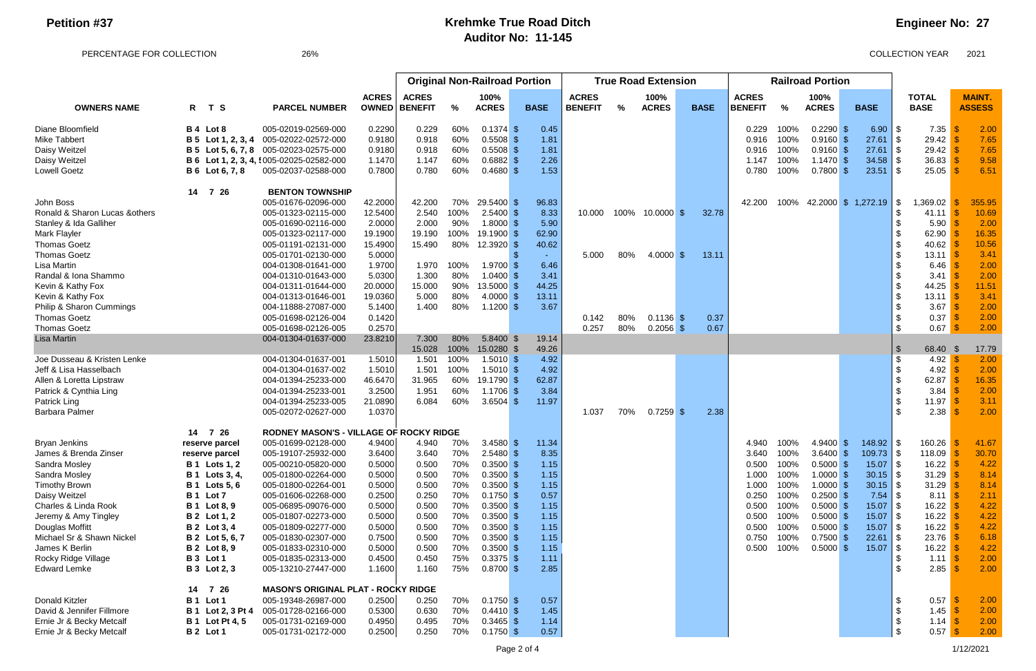**Petition #37**

# Krehmke True Road Ditch
## Auditor No: 11-145

**Engineer No: 27**

PERCENTAGE FOR COLLECTION 26%

COLLECTION YEAR 2021

| OWNERS NAME | R T S | PARCEL NUMBER | ACRES OWNED | Original Non-Railroad Portion ACRES BENEFIT | % | 100% ACRES | BASE | True Road Extension ACRES BENEFIT | % | 100% ACRES | BASE | Railroad Portion ACRES BENEFIT | % | 100% ACRES | BASE | TOTAL BASE | MAINT. ASSESS |
|---|---|---|---|---|---|---|---|---|---|---|---|---|---|---|---|---|---|
| Diane Bloomfield | B 4 Lot 8 | 005-02019-02569-000 | 0.2290 | 0.229 | 60% | 0.1374 $ | 0.45 | | | | | 0.229 | 100% | 0.2290 $ | 6.90 | $ 7.35 | $ 2.00 |
| Mike Tabbert | B 5 Lot 1, 2, 3, 4 | 005-02022-02572-000 | 0.9180 | 0.918 | 60% | 0.5508 $ | 1.81 | | | | | 0.916 | 100% | 0.9160 $ | 27.61 | $ 29.42 | $ 7.65 |
| Daisy Weitzel | B 5 Lot 5, 6, 7, 8 | 005-02023-02575-000 | 0.9180 | 0.918 | 60% | 0.5508 $ | 1.81 | | | | | 0.916 | 100% | 0.9160 $ | 27.61 | $ 29.42 | $ 7.65 |
| Daisy Weitzel | B 6 Lot 1, 2, 3, 4, 5 | 005-02025-02582-000 | 1.1470 | 1.147 | 60% | 0.6882 $ | 2.26 | | | | | 1.147 | 100% | 1.1470 $ | 34.58 | $ 36.83 | $ 9.58 |
| Lowell Goetz | B 6 Lot 6, 7, 8 | 005-02037-02588-000 | 0.7800 | 0.780 | 60% | 0.4680 $ | 1.53 | | | | | 0.780 | 100% | 0.7800 $ | 23.51 | $ 25.05 | $ 6.51 |
| | 14 7 26 | BENTON TOWNSHIP | | | | | | | | | | | | | | | |
| John Boss | | 005-01676-02096-000 | 42.2000 | 42.200 | 70% | 29.5400 $ | 96.83 | | | | | 42.200 | 100% | 42.2000 $ | 1,272.19 | $ 1,369.02 | $ 355.95 |
| Ronald & Sharon Lucas &others | | 005-01323-02115-000 | 12.5400 | 2.540 | 100% | 2.5400 $ | 8.33 | 10.000 | 100% | 10.0000 $ | 32.78 | | | | | $ 41.11 | $ 10.69 |
| Stanley & Ida Galliher | | 005-01690-02116-000 | 2.0000 | 2.000 | 90% | 1.8000 $ | 5.90 | | | | | | | | | $ 5.90 | $ 2.00 |
| Mark Flayler | | 005-01323-02117-000 | 19.1900 | 19.190 | 100% | 19.1900 $ | 62.90 | | | | | | | | | $ 62.90 | $ 16.35 |
| Thomas Goetz | | 005-01191-02131-000 | 15.4900 | 15.490 | 80% | 12.3920 $ | 40.62 | | | | | | | | | $ 40.62 | $ 10.56 |
| Thomas Goetz | | 005-01701-02130-000 | 5.0000 | | | $ | - | 5.000 | 80% | 4.0000 $ | 13.11 | | | | | $ 13.11 | $ 3.41 |
| Lisa Martin | | 004-01308-01641-000 | 1.9700 | 1.970 | 100% | 1.9700 $ | 6.46 | | | | | | | | | $ 6.46 | $ 2.00 |
| Randal & Iona Shammo | | 004-01310-01643-000 | 5.0300 | 1.300 | 80% | 1.0400 $ | 3.41 | | | | | | | | | $ 3.41 | $ 2.00 |
| Kevin & Kathy Fox | | 004-01311-01644-000 | 20.0000 | 15.000 | 90% | 13.5000 $ | 44.25 | | | | | | | | | $ 44.25 | $ 11.51 |
| Kevin & Kathy Fox | | 004-01313-01646-001 | 19.0360 | 5.000 | 80% | 4.0000 $ | 13.11 | | | | | | | | | $ 13.11 | $ 3.41 |
| Philip & Sharon Cummings | | 004-11888-27087-000 | 5.1400 | 1.400 | 80% | 1.1200 $ | 3.67 | | | | | | | | | $ 3.67 | $ 2.00 |
| Thomas Goetz | | 005-01698-02126-004 | 0.1420 | | | | | 0.142 | 80% | 0.1136 $ | 0.37 | | | | | $ 0.37 | $ 2.00 |
| Thomas Goetz | | 005-01698-02126-005 | 0.2570 | | | | | 0.257 | 80% | 0.2056 $ | 0.67 | | | | | $ 0.67 | $ 2.00 |
| Lisa Martin | | 004-01304-01637-000 | 23.8210 | 7.300 | 80% | 5.8400 $ | 19.14 | | | | | | | | | | |
| | | | | 15.028 | 100% | 15.0280 $ | 49.26 | | | | | | | | | $ 68.40 | $ 17.79 |
| Joe Dusseau & Kristen Lenke | | 004-01304-01637-001 | 1.5010 | 1.501 | 100% | 1.5010 $ | 4.92 | | | | | | | | | $ 4.92 | $ 2.00 |
| Jeff & Lisa Hasselbach | | 004-01304-01637-002 | 1.5010 | 1.501 | 100% | 1.5010 $ | 4.92 | | | | | | | | | $ 4.92 | $ 2.00 |
| Allen & Loretta Lipstraw | | 004-01394-25233-000 | 46.6470 | 31.965 | 60% | 19.1790 $ | 62.87 | | | | | | | | | $ 62.87 | $ 16.35 |
| Patrick & Cynthia Ling | | 004-01394-25233-001 | 3.2500 | 1.951 | 60% | 1.1706 $ | 3.84 | | | | | | | | | $ 3.84 | $ 2.00 |
| Patrick Ling | | 004-01394-25233-005 | 21.0890 | 6.084 | 60% | 3.6504 $ | 11.97 | | | | | | | | | $ 11.97 | $ 3.11 |
| Barbara Palmer | | 005-02072-02627-000 | 1.0370 | | | | | 1.037 | 70% | 0.7259 $ | 2.38 | | | | | $ 2.38 | $ 2.00 |
| | 14 7 26 | RODNEY MASON'S - VILLAGE OF ROCKY RIDGE | | | | | | | | | | | | | | | |
| Bryan Jenkins | reserve parcel | 005-01699-02128-000 | 4.9400 | 4.940 | 70% | 3.4580 $ | 11.34 | | | | | 4.940 | 100% | 4.9400 $ | 148.92 | $ 160.26 | $ 41.67 |
| James & Brenda Zinser | reserve parcel | 005-19107-25932-000 | 3.6400 | 3.640 | 70% | 2.5480 $ | 8.35 | | | | | 3.640 | 100% | 3.6400 $ | 109.73 | $ 118.09 | $ 30.70 |
| Sandra Mosley | B 1 Lots 1, 2 | 005-00210-05820-000 | 0.5000 | 0.500 | 70% | 0.3500 $ | 1.15 | | | | | 0.500 | 100% | 0.5000 $ | 15.07 | $ 16.22 | $ 4.22 |
| Sandra Mosley | B 1 Lots 3, 4, | 005-01800-02264-000 | 0.5000 | 0.500 | 70% | 0.3500 $ | 1.15 | | | | | 1.000 | 100% | 1.0000 $ | 30.15 | $ 31.29 | $ 8.14 |
| Timothy Brown | B 1 Lots 5, 6 | 005-01800-02264-001 | 0.5000 | 0.500 | 70% | 0.3500 $ | 1.15 | | | | | 1.000 | 100% | 1.0000 $ | 30.15 | $ 31.29 | $ 8.14 |
| Daisy Weitzel | B 1 Lot 7 | 005-01606-02268-000 | 0.2500 | 0.250 | 70% | 0.1750 $ | 0.57 | | | | | 0.250 | 100% | 0.2500 $ | 7.54 | $ 8.11 | $ 2.11 |
| Charles & Linda Rook | B 1 Lot 8, 9 | 005-06895-09076-000 | 0.5000 | 0.500 | 70% | 0.3500 $ | 1.15 | | | | | 0.500 | 100% | 0.5000 $ | 15.07 | $ 16.22 | $ 4.22 |
| Jeremy & Amy Tingley | B 2 Lot 1, 2 | 005-01807-02273-000 | 0.5000 | 0.500 | 70% | 0.3500 $ | 1.15 | | | | | 0.500 | 100% | 0.5000 $ | 15.07 | $ 16.22 | $ 4.22 |
| Douglas Moffitt | B 2 Lot 3, 4 | 005-01809-02277-000 | 0.5000 | 0.500 | 70% | 0.3500 $ | 1.15 | | | | | 0.500 | 100% | 0.5000 $ | 15.07 | $ 16.22 | $ 4.22 |
| Michael Sr & Shawn Nickel | B 2 Lot 5, 6, 7 | 005-01830-02307-000 | 0.7500 | 0.500 | 70% | 0.3500 $ | 1.15 | | | | | 0.750 | 100% | 0.7500 $ | 22.61 | $ 23.76 | $ 6.18 |
| James K Berlin | B 2 Lot 8, 9 | 005-01833-02310-000 | 0.5000 | 0.500 | 70% | 0.3500 $ | 1.15 | | | | | 0.500 | 100% | 0.5000 $ | 15.07 | $ 16.22 | $ 4.22 |
| Rocky Ridge Village | B 3 Lot 1 | 005-01835-02313-000 | 0.4500 | 0.450 | 75% | 0.3375 $ | 1.11 | | | | | | | | | $ 1.11 | $ 2.00 |
| Edward Lemke | B 3 Lot 2, 3 | 005-13210-27447-000 | 1.1600 | 1.160 | 75% | 0.8700 $ | 2.85 | | | | | | | | | $ 2.85 | $ 2.00 |
| | 14 7 26 | MASON'S ORIGINAL PLAT - ROCKY RIDGE | | | | | | | | | | | | | | | |
| Donald Kitzler | B 1 Lot 1 | 005-19348-26987-000 | 0.2500 | 0.250 | 70% | 0.1750 $ | 0.57 | | | | | | | | | $ 0.57 | $ 2.00 |
| David & Jennifer Fillmore | B 1 Lot 2, 3 Pt 4 | 005-01728-02166-000 | 0.5300 | 0.630 | 70% | 0.4410 $ | 1.45 | | | | | | | | | $ 1.45 | $ 2.00 |
| Ernie Jr & Becky Metcalf | B 1 Lot Pt 4, 5 | 005-01731-02169-000 | 0.4950 | 0.495 | 70% | 0.3465 $ | 1.14 | | | | | | | | | $ 1.14 | $ 2.00 |
| Ernie Jr & Becky Metcalf | B 2 Lot 1 | 005-01731-02172-000 | 0.2500 | 0.250 | 70% | 0.1750 $ | 0.57 | | | | | | | | | $ 0.57 | $ 2.00 |

1/12/2021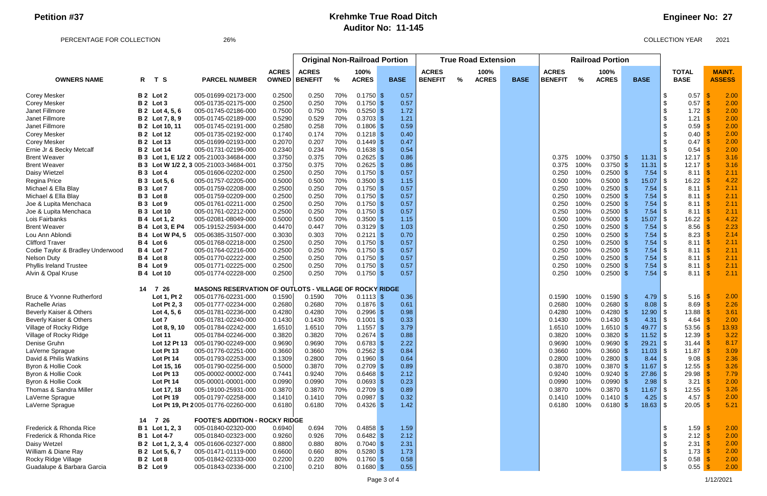**Petition #37**

# Krehmke True Road Ditch

## Auditor No: 11-145

**Engineer No: 27**

PERCENTAGE FOR COLLECTION 26%

COLLECTION YEAR 2021

| | | | | Original Non-Railroad Portion | | | | True Road Extension | | | | Railroad Portion | | | | | |
|---|---|---|---|---|---|---|---|---|---|---|---|---|---|---|---|---|---|
| OWNERS NAME | R T S | PARCEL NUMBER | ACRES OWNED | ACRES BENEFIT | % | 100% ACRES | BASE | ACRES BENEFIT | % | 100% ACRES | BASE | ACRES BENEFIT | % | 100% ACRES | BASE | TOTAL BASE | MAINT. ASSESS |
| Corey Mesker | B 2 Lot 2 | 005-01699-02173-000 | 0.2500 | 0.250 | 70% | 0.1750 | $ 0.57 | | | | | | | | | $ 0.57 | $ 2.00 |
| Corey Mesker | B 2 Lot 3 | 005-01735-02175-000 | 0.2500 | 0.250 | 70% | 0.1750 | $ 0.57 | | | | | | | | | $ 0.57 | $ 2.00 |
| Janet Fillmore | B 2 Lot 4, 5, 6 | 005-01745-02186-000 | 0.7500 | 0.750 | 70% | 0.5250 | $ 1.72 | | | | | | | | | $ 1.72 | $ 2.00 |
| Janet Fillmore | B 2 Lot 7, 8, 9 | 005-01745-02189-000 | 0.5290 | 0.529 | 70% | 0.3703 | $ 1.21 | | | | | | | | | $ 1.21 | $ 2.00 |
| Janet Fillmore | B 2 Lot 10, 11 | 005-01745-02191-000 | 0.2580 | 0.258 | 70% | 0.1806 | $ 0.59 | | | | | | | | | $ 0.59 | $ 2.00 |
| Corey Mesker | B 2 Lot 12 | 005-01735-02192-000 | 0.1740 | 0.174 | 70% | 0.1218 | $ 0.40 | | | | | | | | | $ 0.40 | $ 2.00 |
| Corey Mesker | B 2 Lot 13 | 005-01699-02193-000 | 0.2070 | 0.207 | 70% | 0.1449 | $ 0.47 | | | | | | | | | $ 0.47 | $ 2.00 |
| Ernie Jr & Becky Metcalf | B 2 Lot 14 | 005-01731-02196-000 | 0.2340 | 0.234 | 70% | 0.1638 | $ 0.54 | | | | | | | | | $ 0.54 | $ 2.00 |
| Brent Weaver | B 3 Lot 1, E 1/2 2 | 005-21003-34684-000 | 0.3750 | 0.375 | 70% | 0.2625 | $ 0.86 | | | | | 0.375 | 100% | 0.3750 | $ 11.31 | $ 12.17 | $ 3.16 |
| Brent Weaver | B 3 Lot W 1/2 2, 3 | 005-21003-34684-001 | 0.3750 | 0.375 | 70% | 0.2625 | $ 0.86 | | | | | 0.375 | 100% | 0.3750 | $ 11.31 | $ 12.17 | $ 3.16 |
| Daisy Wietzel | B 3 Lot 4 | 005-01606-02202-000 | 0.2500 | 0.250 | 70% | 0.1750 | $ 0.57 | | | | | 0.250 | 100% | 0.2500 | $ 7.54 | $ 8.11 | $ 2.11 |
| Regina Price | B 3 Lot 5, 6 | 005-01757-02205-000 | 0.5000 | 0.500 | 70% | 0.3500 | $ 1.15 | | | | | 0.500 | 100% | 0.5000 | $ 15.07 | $ 16.22 | $ 4.22 |
| Michael & Ella Blay | B 3 Lot 7 | 005-01759-02208-000 | 0.2500 | 0.250 | 70% | 0.1750 | $ 0.57 | | | | | 0.250 | 100% | 0.2500 | $ 7.54 | $ 8.11 | $ 2.11 |
| Michael & Ella Blay | B 3 Lot 8 | 005-01759-02209-000 | 0.2500 | 0.250 | 70% | 0.1750 | $ 0.57 | | | | | 0.250 | 100% | 0.2500 | $ 7.54 | $ 8.11 | $ 2.11 |
| Joe & Lupita Menchaca | B 3 Lot 9 | 005-01761-02211-000 | 0.2500 | 0.250 | 70% | 0.1750 | $ 0.57 | | | | | 0.250 | 100% | 0.2500 | $ 7.54 | $ 8.11 | $ 2.11 |
| Joe & Lupita Menchaca | B 3 Lot 10 | 005-01761-02212-000 | 0.2500 | 0.250 | 70% | 0.1750 | $ 0.57 | | | | | 0.250 | 100% | 0.2500 | $ 7.54 | $ 8.11 | $ 2.11 |
| Lois Fairbanks | B 4 Lot 1, 2 | 005-02081-08049-000 | 0.5000 | 0.500 | 70% | 0.3500 | $ 1.15 | | | | | 0.500 | 100% | 0.5000 | $ 15.07 | $ 16.22 | $ 4.22 |
| Brent Weaver | B 4 Lot 3, E P4 | 005-19152-25934-000 | 0.4470 | 0.447 | 70% | 0.3129 | $ 1.03 | | | | | 0.250 | 100% | 0.2500 | $ 7.54 | $ 8.56 | $ 2.23 |
| Lou Ann Ablondi | B 4 Lot W P4, 5 | 005-06385-31507-000 | 0.3030 | 0.303 | 70% | 0.2121 | $ 0.70 | | | | | 0.250 | 100% | 0.2500 | $ 7.54 | $ 8.23 | $ 2.14 |
| Clifford Traver | B 4 Lot 6 | 005-01768-02218-000 | 0.2500 | 0.250 | 70% | 0.1750 | $ 0.57 | | | | | 0.250 | 100% | 0.2500 | $ 7.54 | $ 8.11 | $ 2.11 |
| Codie Taylor & Bradley Underwood | B 4 Lot 7 | 005-01764-02216-000 | 0.2500 | 0.250 | 70% | 0.1750 | $ 0.57 | | | | | 0.250 | 100% | 0.2500 | $ 7.54 | $ 8.11 | $ 2.11 |
| Nelson Duty | B 4 Lot 8 | 005-01770-02222-000 | 0.2500 | 0.250 | 70% | 0.1750 | $ 0.57 | | | | | 0.250 | 100% | 0.2500 | $ 7.54 | $ 8.11 | $ 2.11 |
| Phyllis Ireland Trustee | B 4 Lot 9 | 005-01771-02225-000 | 0.2500 | 0.250 | 70% | 0.1750 | $ 0.57 | | | | | 0.250 | 100% | 0.2500 | $ 7.54 | $ 8.11 | $ 2.11 |
| Alvin & Opal Kruse | B 4 Lot 10 | 005-01774-02228-000 | 0.2500 | 0.250 | 70% | 0.1750 | $ 0.57 | | | | | 0.250 | 100% | 0.2500 | $ 7.54 | $ 8.11 | $ 2.11 |
| | 14 7 26 | MASONS RESERVATION OF OUTLOTS - VILLAGE OF ROCKY RIDGE | | | | | | | | | | | | | | | |
| Bruce & Yvonne Rutherford | Lot 1, Pt 2 | 005-01776-02231-000 | 0.1590 | 0.1590 | 70% | 0.1113 | $ 0.36 | | | | | 0.1590 | 100% | 0.1590 | $ 4.79 | $ 5.16 | $ 2.00 |
| Rachelle Arias | Lot Pt 2, 3 | 005-01777-02234-000 | 0.2680 | 0.2680 | 70% | 0.1876 | $ 0.61 | | | | | 0.2680 | 100% | 0.2680 | $ 8.08 | $ 8.69 | $ 2.26 |
| Beverly Kaiser & Others | Lot 4, 5, 6 | 005-01781-02236-000 | 0.4280 | 0.4280 | 70% | 0.2996 | $ 0.98 | | | | | 0.4280 | 100% | 0.4280 | $ 12.90 | $ 13.88 | $ 3.61 |
| Beverly Kaiser & Others | Lot 7 | 005-01781-02240-000 | 0.1430 | 0.1430 | 70% | 0.1001 | $ 0.33 | | | | | 0.1430 | 100% | 0.1430 | $ 4.31 | $ 4.64 | $ 2.00 |
| Village of Rocky Ridge | Lot 8, 9, 10 | 005-01784-02242-000 | 1.6510 | 1.6510 | 70% | 1.1557 | $ 3.79 | | | | | 1.6510 | 100% | 1.6510 | $ 49.77 | $ 53.56 | $ 13.93 |
| Village of Rocky Ridge | Lot 11 | 005-01784-02246-000 | 0.3820 | 0.3820 | 70% | 0.2674 | $ 0.88 | | | | | 0.3820 | 100% | 0.3820 | $ 11.52 | $ 12.39 | $ 3.22 |
| Denise Gruhn | Lot 12 Pt 13 | 005-01790-02249-000 | 0.9690 | 0.9690 | 70% | 0.6783 | $ 2.22 | | | | | 0.9690 | 100% | 0.9690 | $ 29.21 | $ 31.44 | $ 8.17 |
| LaVerne Sprague | Lot Pt 13 | 005-01776-02251-000 | 0.3660 | 0.3660 | 70% | 0.2562 | $ 0.84 | | | | | 0.3660 | 100% | 0.3660 | $ 11.03 | $ 11.87 | $ 3.09 |
| David & Philis Watkins | Lot Pt 14 | 005-01793-02253-000 | 0.1309 | 0.2800 | 70% | 0.1960 | $ 0.64 | | | | | 0.2800 | 100% | 0.2800 | $ 8.44 | $ 9.08 | $ 2.36 |
| Byron & Hollie Cook | Lot 15, 16 | 005-01790-02256-000 | 0.5000 | 0.3870 | 70% | 0.2709 | $ 0.89 | | | | | 0.3870 | 100% | 0.3870 | $ 11.67 | $ 12.55 | $ 3.26 |
| Byron & Hollie Cook | Lot Pt 13 | 005-00002-00002-000 | 0.7441 | 0.9240 | 70% | 0.6468 | $ 2.12 | | | | | 0.9240 | 100% | 0.9240 | $ 27.86 | $ 29.98 | $ 7.79 |
| Byron & Hollie Cook | Lot Pt 14 | 005-00001-00001-000 | 0.0990 | 0.0990 | 70% | 0.0693 | $ 0.23 | | | | | 0.0990 | 100% | 0.0990 | $ 2.98 | $ 3.21 | $ 2.00 |
| Thomas & Sandra Miller | Lot 17, 18 | 005-19100-25931-000 | 0.3870 | 0.3870 | 70% | 0.2709 | $ 0.89 | | | | | 0.3870 | 100% | 0.3870 | $ 11.67 | $ 12.55 | $ 3.26 |
| LaVerne Sprague | Lot Pt 19 | 005-01797-02258-000 | 0.1410 | 0.1410 | 70% | 0.0987 | $ 0.32 | | | | | 0.1410 | 100% | 0.1410 | $ 4.25 | $ 4.57 | $ 2.00 |
| LaVerne Sprague | Lot Pt 19, Pt 2 | 005-01776-02260-000 | 0.6180 | 0.6180 | 70% | 0.4326 | $ 1.42 | | | | | 0.6180 | 100% | 0.6180 | $ 18.63 | $ 20.05 | $ 5.21 |
| | 14 7 26 | FOOTE'S ADDITION - ROCKY RIDGE | | | | | | | | | | | | | | | |
| Frederick & Rhonda Rice | B 1 Lot 1, 2, 3 | 005-01840-02320-000 | 0.6940 | 0.694 | 70% | 0.4858 | $ 1.59 | | | | | | | | | $ 1.59 | $ 2.00 |
| Frederick & Rhonda Rice | B 1 Lot 4-7 | 005-01840-02323-000 | 0.9260 | 0.926 | 70% | 0.6482 | $ 2.12 | | | | | | | | | $ 2.12 | $ 2.00 |
| Daisy Wetzel | B 2 Lot 1, 2, 3, 4 | 005-01606-02327-000 | 0.8800 | 0.880 | 80% | 0.7040 | $ 2.31 | | | | | | | | | $ 2.31 | $ 2.00 |
| William & Diane Ray | B 2 Lot 5, 6, 7 | 005-01471-01119-000 | 0.6600 | 0.660 | 80% | 0.5280 | $ 1.73 | | | | | | | | | $ 1.73 | $ 2.00 |
| Rocky Ridge Village | B 2 Lot 8 | 005-01842-02333-000 | 0.2200 | 0.220 | 80% | 0.1760 | $ 0.58 | | | | | | | | | $ 0.58 | $ 2.00 |
| Guadalupe & Barbara Garcia | B 2 Lot 9 | 005-01843-02336-000 | 0.2100 | 0.210 | 80% | 0.1680 | $ 0.55 | | | | | | | | | $ 0.55 | $ 2.00 |

1/12/2021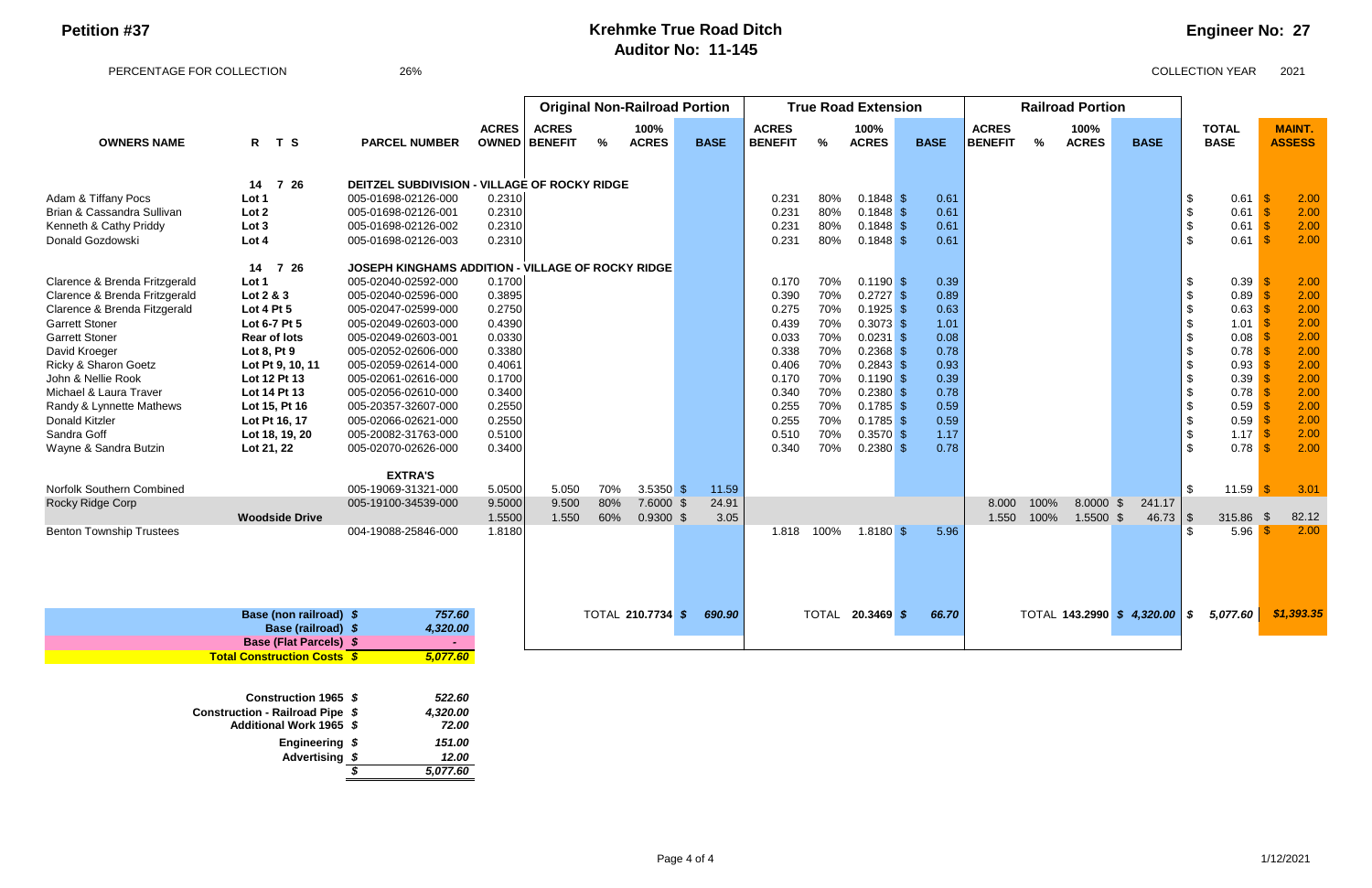**Petition #37**

# Krehmke True Road Ditch

## Auditor No: 11-145

**Engineer No: 27**

PERCENTAGE FOR COLLECTION 26%

COLLECTION YEAR 2021

| | | | | Original Non-Railroad Portion | | | | True Road Extension | | | | Railroad Portion | | | | | |
|---|---|---|---|---|---|---|---|---|---|---|---|---|---|---|---|---|---|
| **OWNERS NAME** | **R T S** | **PARCEL NUMBER** | **ACRES OWNED** | **ACRES BENEFIT** | **%** | **100% ACRES** | **BASE** | **ACRES BENEFIT** | **%** | **100% ACRES** | **BASE** | **ACRES BENEFIT** | **%** | **100% ACRES** | **BASE** | **TOTAL BASE** | **MAINT. ASSESS** |
| | **14 7 26** | **DEITZEL SUBDIVISION - VILLAGE OF ROCKY RIDGE** | | | | | | | | | | | | | | | |
| Adam & Tiffany Pocs | Lot 1 | 005-01698-02126-000 | 0.2310 | | | | | 0.231 | 80% | 0.1848 | $ 0.61 | | | | | $ 0.61 | $ 2.00 |
| Brian & Cassandra Sullivan | Lot 2 | 005-01698-02126-001 | 0.2310 | | | | | 0.231 | 80% | 0.1848 | $ 0.61 | | | | | $ 0.61 | $ 2.00 |
| Kenneth & Cathy Priddy | Lot 3 | 005-01698-02126-002 | 0.2310 | | | | | 0.231 | 80% | 0.1848 | $ 0.61 | | | | | $ 0.61 | $ 2.00 |
| Donald Gozdowski | Lot 4 | 005-01698-02126-003 | 0.2310 | | | | | 0.231 | 80% | 0.1848 | $ 0.61 | | | | | $ 0.61 | $ 2.00 |
| | **14 7 26** | **JOSEPH KINGHAMS ADDITION - VILLAGE OF ROCKY RIDGE** | | | | | | | | | | | | | | | |
| Clarence & Brenda Fritzgerald | Lot 1 | 005-02040-02592-000 | 0.1700 | | | | | 0.170 | 70% | 0.1190 | $ 0.39 | | | | | $ 0.39 | $ 2.00 |
| Clarence & Brenda Fritzgerald | Lot 2 & 3 | 005-02040-02596-000 | 0.3895 | | | | | 0.390 | 70% | 0.2727 | $ 0.89 | | | | | $ 0.89 | $ 2.00 |
| Clarence & Brenda Fitzgerald | Lot 4 Pt 5 | 005-02047-02599-000 | 0.2750 | | | | | 0.275 | 70% | 0.1925 | $ 0.63 | | | | | $ 0.63 | $ 2.00 |
| Garrett Stoner | Lot 6-7 Pt 5 | 005-02049-02603-000 | 0.4390 | | | | | 0.439 | 70% | 0.3073 | $ 1.01 | | | | | $ 1.01 | $ 2.00 |
| Garrett Stoner | Rear of lots | 005-02049-02603-001 | 0.0330 | | | | | 0.033 | 70% | 0.0231 | $ 0.08 | | | | | $ 0.08 | $ 2.00 |
| David Kroeger | Lot 8, Pt 9 | 005-02052-02606-000 | 0.3380 | | | | | 0.338 | 70% | 0.2368 | $ 0.78 | | | | | $ 0.78 | $ 2.00 |
| Ricky & Sharon Goetz | Lot Pt 9, 10, 11 | 005-02059-02614-000 | 0.4061 | | | | | 0.406 | 70% | 0.2843 | $ 0.93 | | | | | $ 0.93 | $ 2.00 |
| John & Nellie Rook | Lot 12 Pt 13 | 005-02061-02616-000 | 0.1700 | | | | | 0.170 | 70% | 0.1190 | $ 0.39 | | | | | $ 0.39 | $ 2.00 |
| Michael & Laura Traver | Lot 14 Pt 13 | 005-02056-02610-000 | 0.3400 | | | | | 0.340 | 70% | 0.2380 | $ 0.78 | | | | | $ 0.78 | $ 2.00 |
| Randy & Lynnette Mathews | Lot 15, Pt 16 | 005-20357-32607-000 | 0.2550 | | | | | 0.255 | 70% | 0.1785 | $ 0.59 | | | | | $ 0.59 | $ 2.00 |
| Donald Kitzler | Lot Pt 16, 17 | 005-02066-02621-000 | 0.2550 | | | | | 0.255 | 70% | 0.1785 | $ 0.59 | | | | | $ 0.59 | $ 2.00 |
| Sandra Goff | Lot 18, 19, 20 | 005-20082-31763-000 | 0.5100 | | | | | 0.510 | 70% | 0.3570 | $ 1.17 | | | | | $ 1.17 | $ 2.00 |
| Wayne & Sandra Butzin | Lot 21, 22 | 005-02070-02626-000 | 0.3400 | | | | | 0.340 | 70% | 0.2380 | $ 0.78 | | | | | $ 0.78 | $ 2.00 |
| | | **EXTRA'S** | | | | | | | | | | | | | | | |
| Norfolk Southern Combined | | 005-19069-31321-000 | 5.0500 | 5.050 | 70% | 3.5350 | $ 11.59 | | | | | | | | | $ 11.59 | $ 3.01 |
| Rocky Ridge Corp | | 005-19100-34539-000 | 9.5000 | 9.500 | 80% | 7.6000 | $ 24.91 | | | | | 8.000 | 100% | 8.0000 | $ 241.17 | | |
| | **Woodside Drive** | | 1.5500 | 1.550 | 60% | 0.9300 | $ 3.05 | | | | | 1.550 | 100% | 1.5500 | $ 46.73 | $ 315.86 | $ 82.12 |
| Benton Township Trustees | | 004-19088-25846-000 | 1.8180 | | | | | 1.818 | 100% | 1.8180 | $ 5.96 | | | | | $ 5.96 | $ 2.00 |
| | | | | | | TOTAL 210.7734 | $ 690.90 | | TOTAL | 20.3469 | $ 66.70 | | TOTAL | 143.2990 | $ 4,320.00 | $ 5,077.60 | $1,393.35 |

| | |
|---|---|
| **Base (non railroad)** | $ 757.60 |
| **Base (railroad)** | $ 4,320.00 |
| **Base (Flat Parcels)** | $ - |
| **Total Construction Costs** | $ 5,077.60 |

| | |
|---|---|
| **Construction 1965** | $ 522.60 |
| **Construction - Railroad Pipe** | $ 4,320.00 |
| **Additional Work 1965** | $ 72.00 |
| **Engineering** | $ 151.00 |
| **Advertising** | $ 12.00 |
| | $ 5,077.60 |

1/12/2021